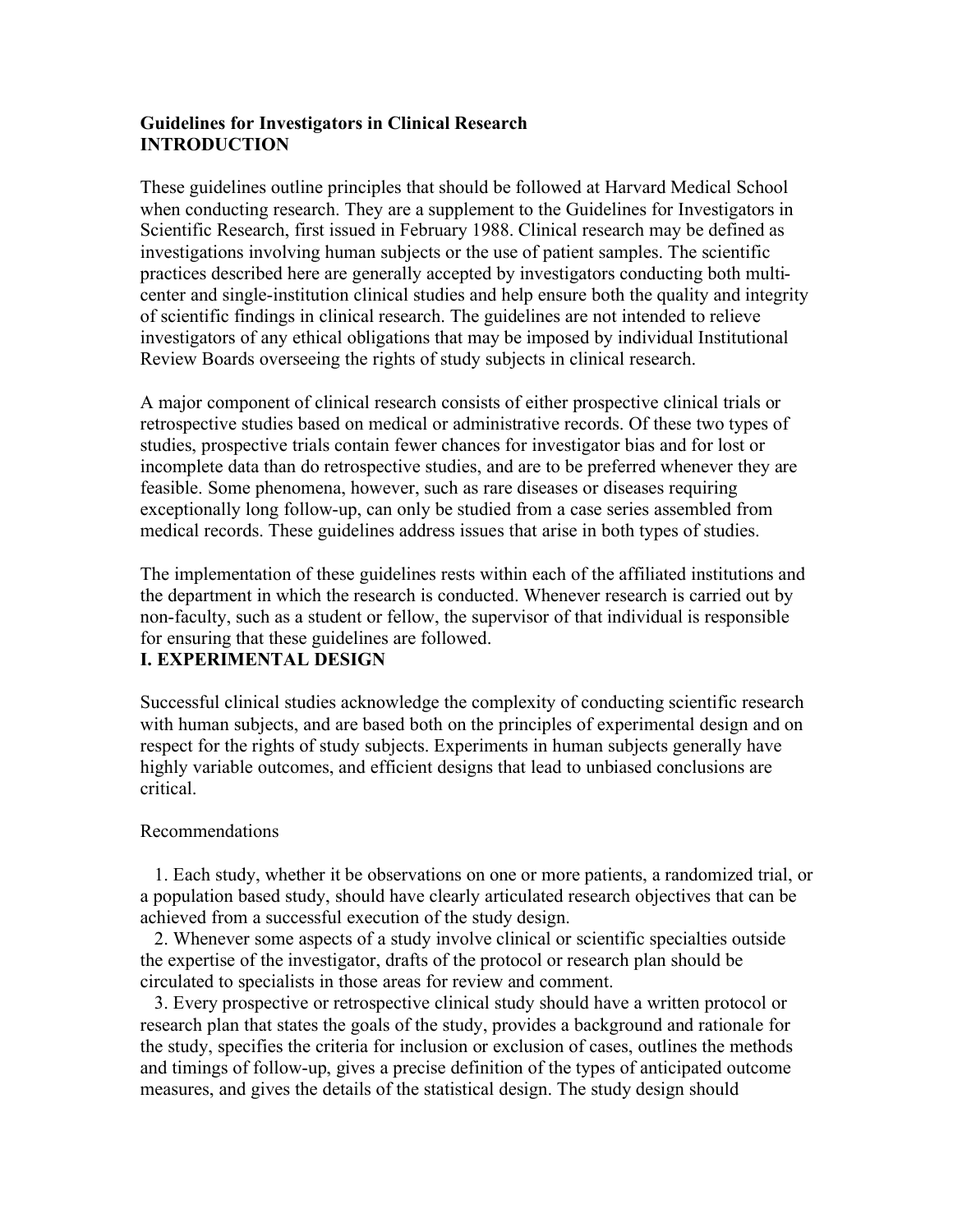**Guidelines for Investigators in Clinical Research**
**INTRODUCTION**

These guidelines outline principles that should be followed at Harvard Medical School when conducting research. They are a supplement to the Guidelines for Investigators in Scientific Research, first issued in February 1988. Clinical research may be defined as investigations involving human subjects or the use of patient samples. The scientific practices described here are generally accepted by investigators conducting both multi-center and single-institution clinical studies and help ensure both the quality and integrity of scientific findings in clinical research. The guidelines are not intended to relieve investigators of any ethical obligations that may be imposed by individual Institutional Review Boards overseeing the rights of study subjects in clinical research.

A major component of clinical research consists of either prospective clinical trials or retrospective studies based on medical or administrative records. Of these two types of studies, prospective trials contain fewer chances for investigator bias and for lost or incomplete data than do retrospective studies, and are to be preferred whenever they are feasible. Some phenomena, however, such as rare diseases or diseases requiring exceptionally long follow-up, can only be studied from a case series assembled from medical records. These guidelines address issues that arise in both types of studies.

The implementation of these guidelines rests within each of the affiliated institutions and the department in which the research is conducted. Whenever research is carried out by non-faculty, such as a student or fellow, the supervisor of that individual is responsible for ensuring that these guidelines are followed.

**I. EXPERIMENTAL DESIGN**

Successful clinical studies acknowledge the complexity of conducting scientific research with human subjects, and are based both on the principles of experimental design and on respect for the rights of study subjects. Experiments in human subjects generally have highly variable outcomes, and efficient designs that lead to unbiased conclusions are critical.

Recommendations

1. Each study, whether it be observations on one or more patients, a randomized trial, or a population based study, should have clearly articulated research objectives that can be achieved from a successful execution of the study design.
2. Whenever some aspects of a study involve clinical or scientific specialties outside the expertise of the investigator, drafts of the protocol or research plan should be circulated to specialists in those areas for review and comment.
3. Every prospective or retrospective clinical study should have a written protocol or research plan that states the goals of the study, provides a background and rationale for the study, specifies the criteria for inclusion or exclusion of cases, outlines the methods and timings of follow-up, gives a precise definition of the types of anticipated outcome measures, and gives the details of the statistical design. The study design should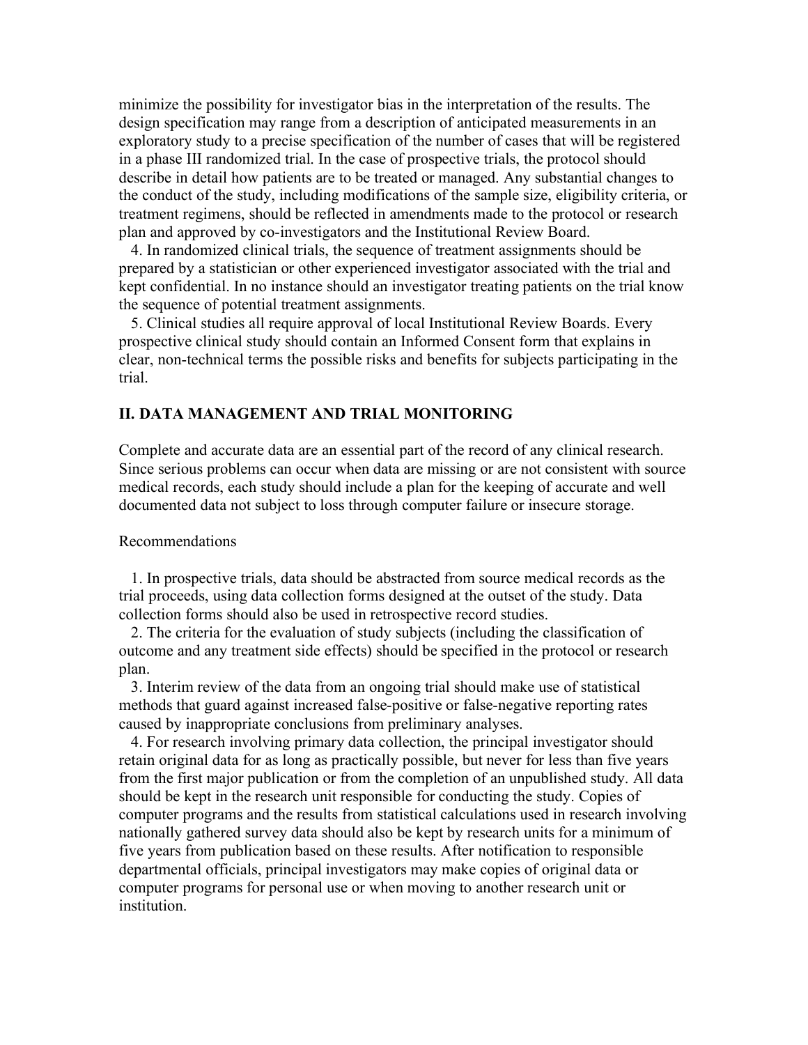minimize the possibility for investigator bias in the interpretation of the results. The design specification may range from a description of anticipated measurements in an exploratory study to a precise specification of the number of cases that will be registered in a phase III randomized trial. In the case of prospective trials, the protocol should describe in detail how patients are to be treated or managed. Any substantial changes to the conduct of the study, including modifications of the sample size, eligibility criteria, or treatment regimens, should be reflected in amendments made to the protocol or research plan and approved by co-investigators and the Institutional Review Board.

4. In randomized clinical trials, the sequence of treatment assignments should be prepared by a statistician or other experienced investigator associated with the trial and kept confidential. In no instance should an investigator treating patients on the trial know the sequence of potential treatment assignments.

5. Clinical studies all require approval of local Institutional Review Boards. Every prospective clinical study should contain an Informed Consent form that explains in clear, non-technical terms the possible risks and benefits for subjects participating in the trial.

## II. DATA MANAGEMENT AND TRIAL MONITORING

Complete and accurate data are an essential part of the record of any clinical research. Since serious problems can occur when data are missing or are not consistent with source medical records, each study should include a plan for the keeping of accurate and well documented data not subject to loss through computer failure or insecure storage.

Recommendations

1. In prospective trials, data should be abstracted from source medical records as the trial proceeds, using data collection forms designed at the outset of the study. Data collection forms should also be used in retrospective record studies.

2. The criteria for the evaluation of study subjects (including the classification of outcome and any treatment side effects) should be specified in the protocol or research plan.

3. Interim review of the data from an ongoing trial should make use of statistical methods that guard against increased false-positive or false-negative reporting rates caused by inappropriate conclusions from preliminary analyses.

4. For research involving primary data collection, the principal investigator should retain original data for as long as practically possible, but never for less than five years from the first major publication or from the completion of an unpublished study. All data should be kept in the research unit responsible for conducting the study. Copies of computer programs and the results from statistical calculations used in research involving nationally gathered survey data should also be kept by research units for a minimum of five years from publication based on these results. After notification to responsible departmental officials, principal investigators may make copies of original data or computer programs for personal use or when moving to another research unit or institution.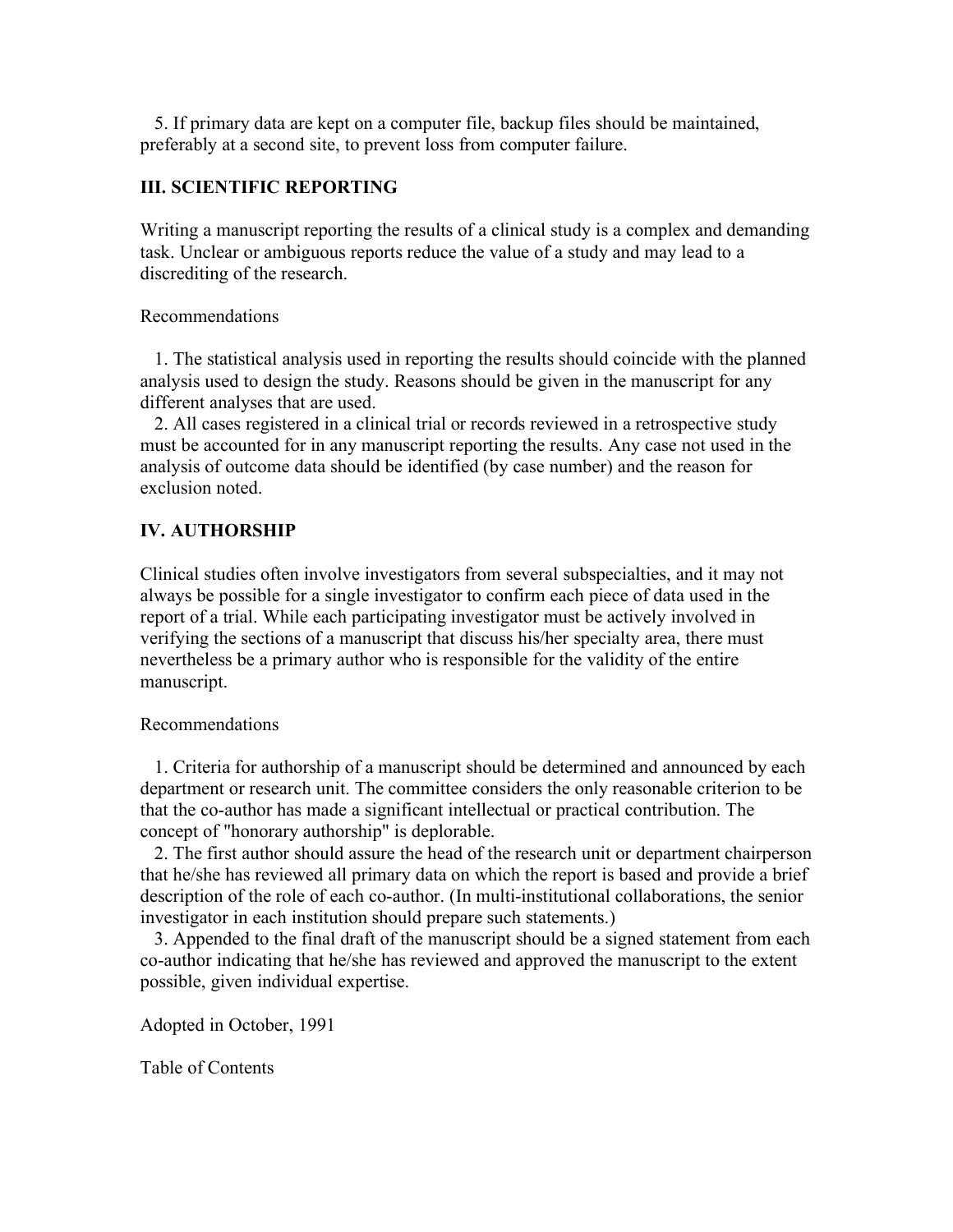5. If primary data are kept on a computer file, backup files should be maintained, preferably at a second site, to prevent loss from computer failure.

## III. SCIENTIFIC REPORTING

Writing a manuscript reporting the results of a clinical study is a complex and demanding task. Unclear or ambiguous reports reduce the value of a study and may lead to a discrediting of the research.

Recommendations

1. The statistical analysis used in reporting the results should coincide with the planned analysis used to design the study. Reasons should be given in the manuscript for any different analyses that are used.
2. All cases registered in a clinical trial or records reviewed in a retrospective study must be accounted for in any manuscript reporting the results. Any case not used in the analysis of outcome data should be identified (by case number) and the reason for exclusion noted.

## IV. AUTHORSHIP

Clinical studies often involve investigators from several subspecialties, and it may not always be possible for a single investigator to confirm each piece of data used in the report of a trial. While each participating investigator must be actively involved in verifying the sections of a manuscript that discuss his/her specialty area, there must nevertheless be a primary author who is responsible for the validity of the entire manuscript.

Recommendations

1. Criteria for authorship of a manuscript should be determined and announced by each department or research unit. The committee considers the only reasonable criterion to be that the co-author has made a significant intellectual or practical contribution. The concept of "honorary authorship" is deplorable.
2. The first author should assure the head of the research unit or department chairperson that he/she has reviewed all primary data on which the report is based and provide a brief description of the role of each co-author. (In multi-institutional collaborations, the senior investigator in each institution should prepare such statements.)
3. Appended to the final draft of the manuscript should be a signed statement from each co-author indicating that he/she has reviewed and approved the manuscript to the extent possible, given individual expertise.

Adopted in October, 1991

Table of Contents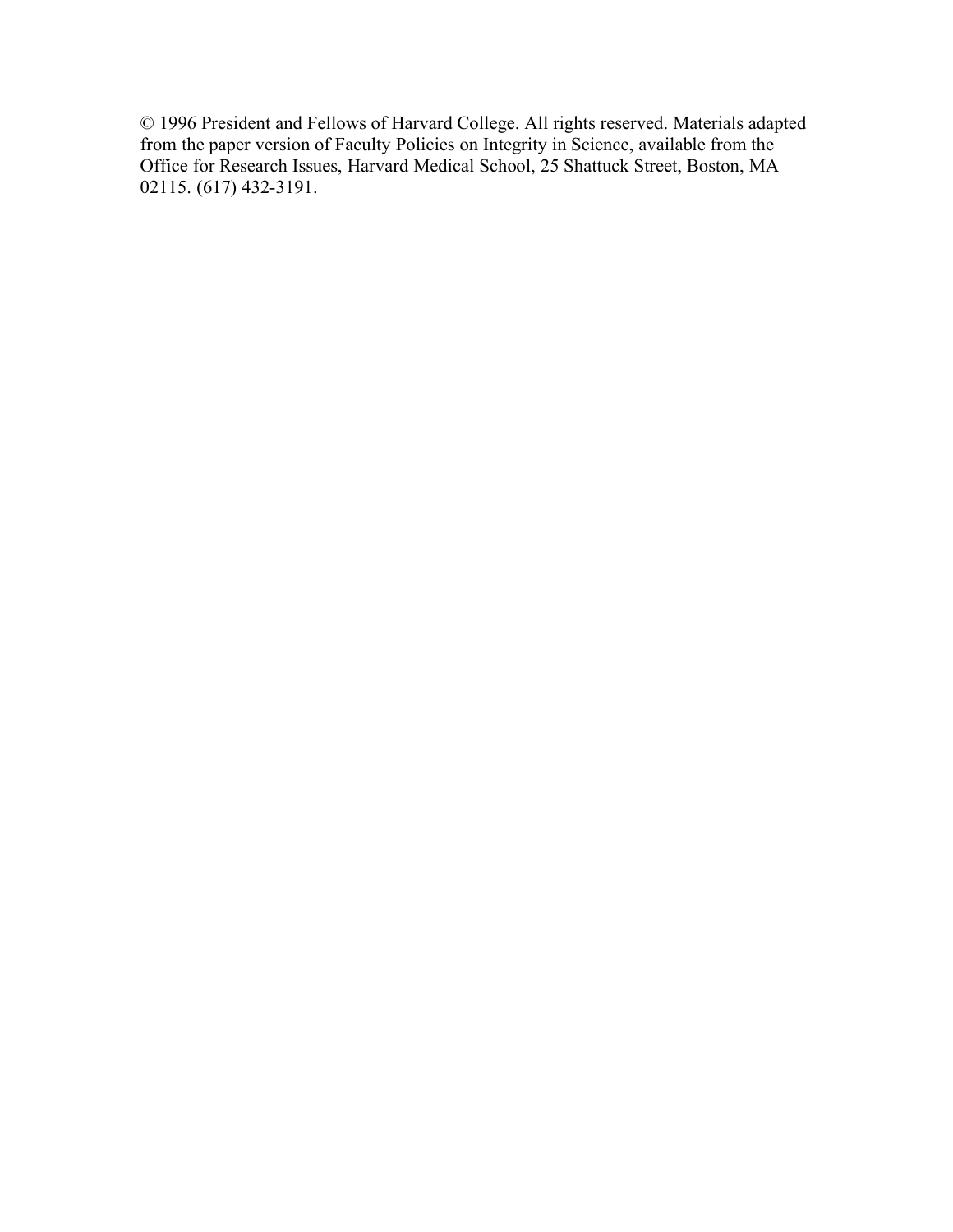© 1996 President and Fellows of Harvard College. All rights reserved. Materials adapted from the paper version of Faculty Policies on Integrity in Science, available from the Office for Research Issues, Harvard Medical School, 25 Shattuck Street, Boston, MA 02115. (617) 432-3191.